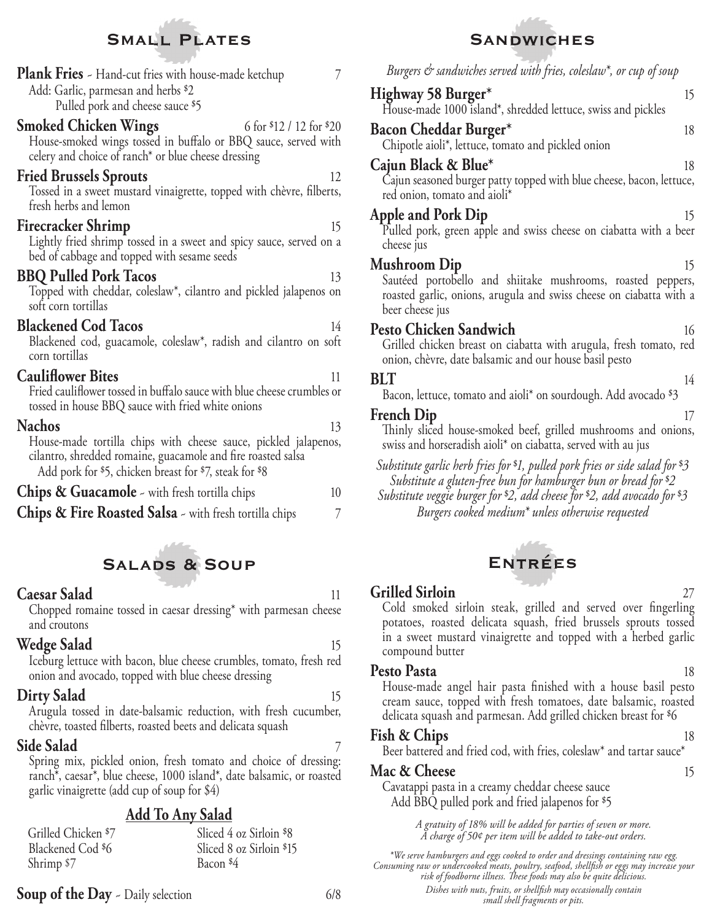## Small Plates

**Plank Fries** - Hand-cut fries with house-made ketchup 7
Add: Garlic, parmesan and herbs $2
Pulled pork and cheese sauce $5

**Smoked Chicken Wings** 6 for $12 / 12 for $20
House-smoked wings tossed in buffalo or BBQ sauce, served with celery and choice of ranch* or blue cheese dressing

**Fried Brussels Sprouts** 12
Tossed in a sweet mustard vinaigrette, topped with chèvre, filberts, fresh herbs and lemon

**Firecracker Shrimp** 15
Lightly fried shrimp tossed in a sweet and spicy sauce, served on a bed of cabbage and topped with sesame seeds

**BBQ Pulled Pork Tacos** 13
Topped with cheddar, coleslaw*, cilantro and pickled jalapenos on soft corn tortillas

**Blackened Cod Tacos** 14
Blackened cod, guacamole, coleslaw*, radish and cilantro on soft corn tortillas

**Cauliflower Bites** 11
Fried cauliflower tossed in buffalo sauce with blue cheese crumbles or tossed in house BBQ sauce with fried white onions

**Nachos** 13
House-made tortilla chips with cheese sauce, pickled jalapenos, cilantro, shredded romaine, guacamole and fire roasted salsa
Add pork for $5, chicken breast for $7, steak for $8

**Chips & Guacamole** - with fresh tortilla chips 10

**Chips & Fire Roasted Salsa** - with fresh tortilla chips 7

## Salads & Soup

**Caesar Salad** 11
Chopped romaine tossed in caesar dressing* with parmesan cheese and croutons

**Wedge Salad** 15
Iceburg lettuce with bacon, blue cheese crumbles, tomato, fresh red onion and avocado, topped with blue cheese dressing

**Dirty Salad** 15
Arugula tossed in date-balsamic reduction, with fresh cucumber, chèvre, toasted filberts, roasted beets and delicata squash

**Side Salad** 7
Spring mix, pickled onion, fresh tomato and choice of dressing: ranch*, caesar*, blue cheese, 1000 island*, date balsamic, or roasted garlic vinaigrette (add cup of soup for $4)

### Add To Any Salad

| | |
|---|---|
| Grilled Chicken $7 | Sliced 4 oz Sirloin $8 |
| Blackened Cod $6 | Sliced 8 oz Sirloin $15 |
| Shrimp $7 | Bacon $4 |

**Soup of the Day** - Daily selection 6/8

## Sandwiches

*Burgers & sandwiches served with fries, coleslaw*, or cup of soup*

**Highway 58 Burger*** 15
House-made 1000 island*, shredded lettuce, swiss and pickles

**Bacon Cheddar Burger*** 18
Chipotle aioli*, lettuce, tomato and pickled onion

**Cajun Black & Blue*** 18
Cajun seasoned burger patty topped with blue cheese, bacon, lettuce, red onion, tomato and aioli*

**Apple and Pork Dip** 15
Pulled pork, green apple and swiss cheese on ciabatta with a beer cheese jus

**Mushroom Dip** 15
Sautéed portobello and shiitake mushrooms, roasted peppers, roasted garlic, onions, arugula and swiss cheese on ciabatta with a beer cheese jus

**Pesto Chicken Sandwich** 16
Grilled chicken breast on ciabatta with arugula, fresh tomato, red onion, chèvre, date balsamic and our house basil pesto

**BLT** 14
Bacon, lettuce, tomato and aioli* on sourdough. Add avocado $3

**French Dip** 17
Thinly sliced house-smoked beef, grilled mushrooms and onions, swiss and horseradish aioli* on ciabatta, served with au jus

*Substitute garlic herb fries for $1, pulled pork fries or side salad for $3*
*Substitute a gluten-free bun for hamburger bun or bread for $2*
*Substitute veggie burger for $2, add cheese for $2, add avocado for $3*
*Burgers cooked medium* unless otherwise requested*

## Entrées

**Grilled Sirloin** 27
Cold smoked sirloin steak, grilled and served over fingerling potatoes, roasted delicata squash, fried brussels sprouts tossed in a sweet mustard vinaigrette and topped with a herbed garlic compound butter

**Pesto Pasta** 18
House-made angel hair pasta finished with a house basil pesto cream sauce, topped with fresh tomatoes, date balsamic, roasted delicata squash and parmesan. Add grilled chicken breast for $6

**Fish & Chips** 18
Beer battered and fried cod, with fries, coleslaw* and tartar sauce*

**Mac & Cheese** 15
Cavatappi pasta in a creamy cheddar cheese sauce
Add BBQ pulled pork and fried jalapenos for $5

*A gratuity of 18% will be added for parties of seven or more.*
*A charge of 50¢ per item will be added to take-out orders.*

*\*We serve hamburgers and eggs cooked to order and dressings containing raw egg. Consuming raw or undercooked meats, poultry, seafood, shellfish or eggs may increase your risk of foodborne illness. These foods may also be quite delicious.*

*Dishes with nuts, fruits, or shellfish may occasionally contain small shell fragments or pits.*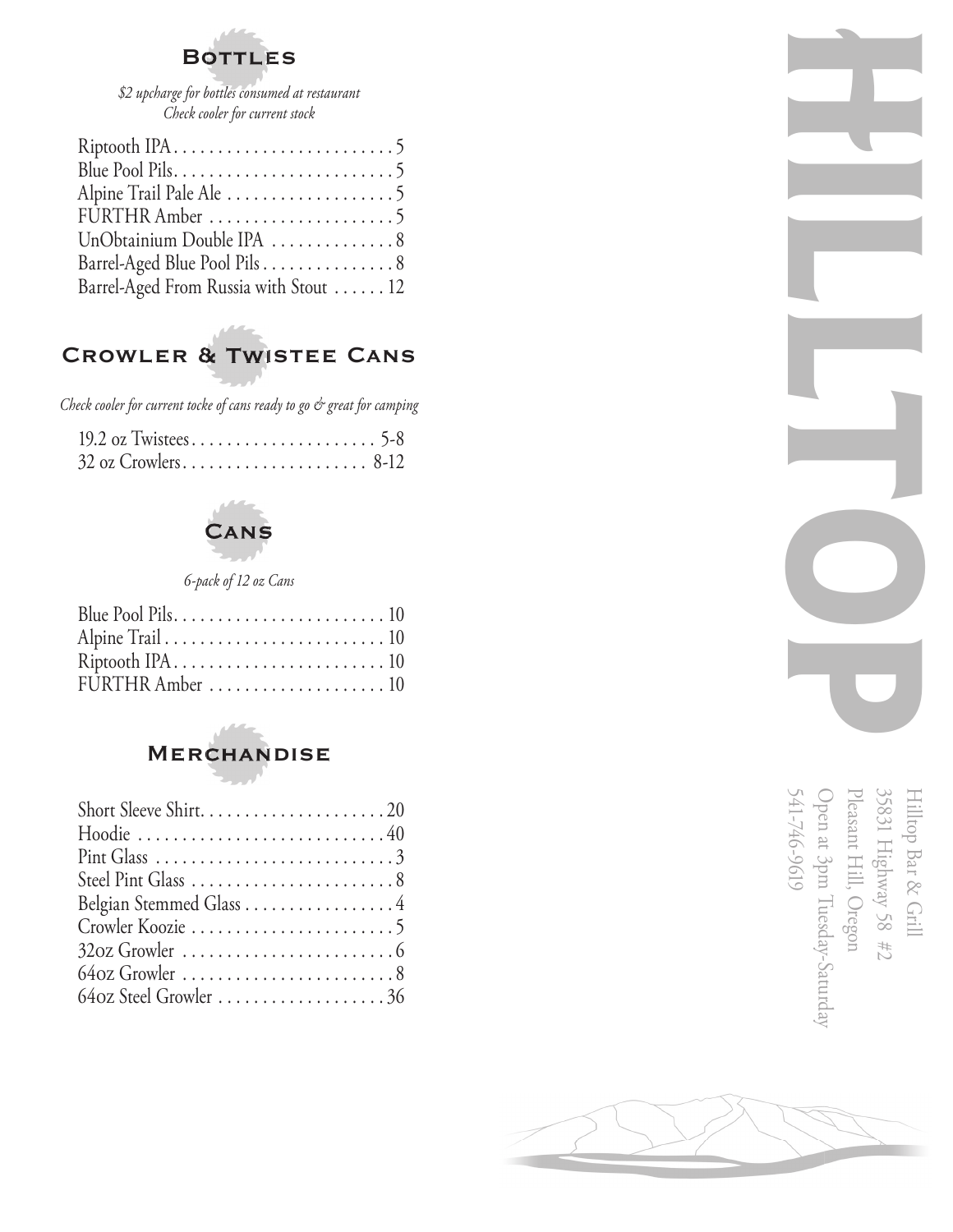## Bottles

*$2 upcharge for bottles consumed at restaurant*
*Check cooler for current stock*

| | |
|---|---|
| Riptooth IPA | 5 |
| Blue Pool Pils | 5 |
| Alpine Trail Pale Ale | 5 |
| FURTHR Amber | 5 |
| UnObtainium Double IPA | 8 |
| Barrel-Aged Blue Pool Pils | 8 |
| Barrel-Aged From Russia with Stout | 12 |

## Crowler & Twistee Cans

*Check cooler for current tocke of cans ready to go & great for camping*

| | |
|---|---|
| 19.2 oz Twistees | 5-8 |
| 32 oz Crowlers | 8-12 |

## Cans

*6-pack of 12 oz Cans*

| | |
|---|---|
| Blue Pool Pils | 10 |
| Alpine Trail | 10 |
| Riptooth IPA | 10 |
| FURTHR Amber | 10 |

## Merchandise

| | |
|---|---|
| Short Sleeve Shirt | 20 |
| Hoodie | 40 |
| Pint Glass | 3 |
| Steel Pint Glass | 8 |
| Belgian Stemmed Glass | 4 |
| Crowler Koozie | 5 |
| 32oz Growler | 6 |
| 64oz Growler | 8 |
| 64oz Steel Growler | 36 |

# HILLTOP

Hilltop Bar & Grill
35831 Highway 58 #2
Pleasant Hill, Oregon
Open at 3pm Tuesday-Saturday
541-746-9619